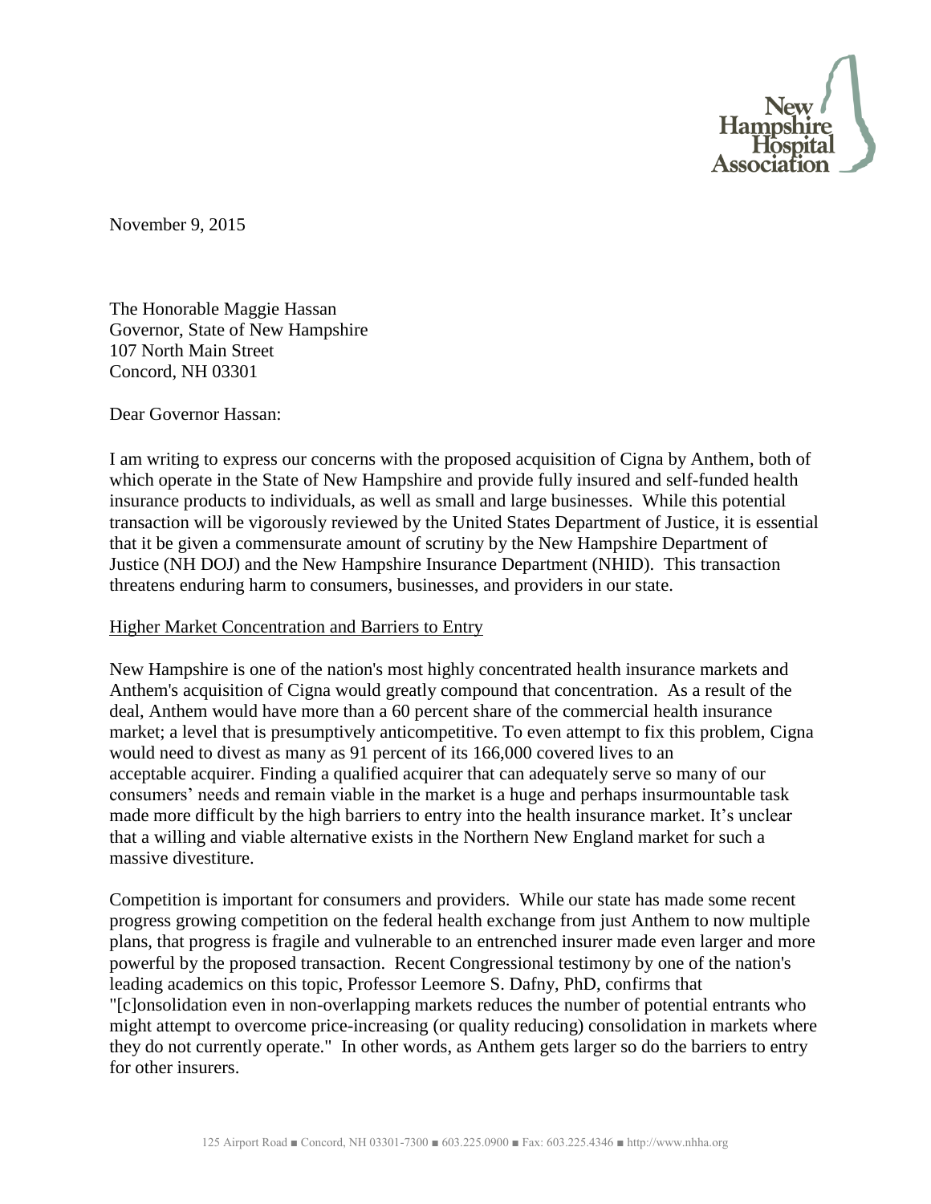New Hampshire Hospital Association

November 9, 2015

The Honorable Maggie Hassan
Governor, State of New Hampshire
107 North Main Street
Concord, NH 03301

Dear Governor Hassan:

I am writing to express our concerns with the proposed acquisition of Cigna by Anthem, both of which operate in the State of New Hampshire and provide fully insured and self-funded health insurance products to individuals, as well as small and large businesses. While this potential transaction will be vigorously reviewed by the United States Department of Justice, it is essential that it be given a commensurate amount of scrutiny by the New Hampshire Department of Justice (NH DOJ) and the New Hampshire Insurance Department (NHID). This transaction threatens enduring harm to consumers, businesses, and providers in our state.

Higher Market Concentration and Barriers to Entry

New Hampshire is one of the nation's most highly concentrated health insurance markets and Anthem's acquisition of Cigna would greatly compound that concentration. As a result of the deal, Anthem would have more than a 60 percent share of the commercial health insurance market; a level that is presumptively anticompetitive. To even attempt to fix this problem, Cigna would need to divest as many as 91 percent of its 166,000 covered lives to an acceptable acquirer. Finding a qualified acquirer that can adequately serve so many of our consumers' needs and remain viable in the market is a huge and perhaps insurmountable task made more difficult by the high barriers to entry into the health insurance market. It's unclear that a willing and viable alternative exists in the Northern New England market for such a massive divestiture.

Competition is important for consumers and providers. While our state has made some recent progress growing competition on the federal health exchange from just Anthem to now multiple plans, that progress is fragile and vulnerable to an entrenched insurer made even larger and more powerful by the proposed transaction. Recent Congressional testimony by one of the nation's leading academics on this topic, Professor Leemore S. Dafny, PhD, confirms that "[c]onsolidation even in non-overlapping markets reduces the number of potential entrants who might attempt to overcome price-increasing (or quality reducing) consolidation in markets where they do not currently operate." In other words, as Anthem gets larger so do the barriers to entry for other insurers.

125 Airport Road ■ Concord, NH 03301-7300 ■ 603.225.0900 ■ Fax: 603.225.4346 ■ http://www.nhha.org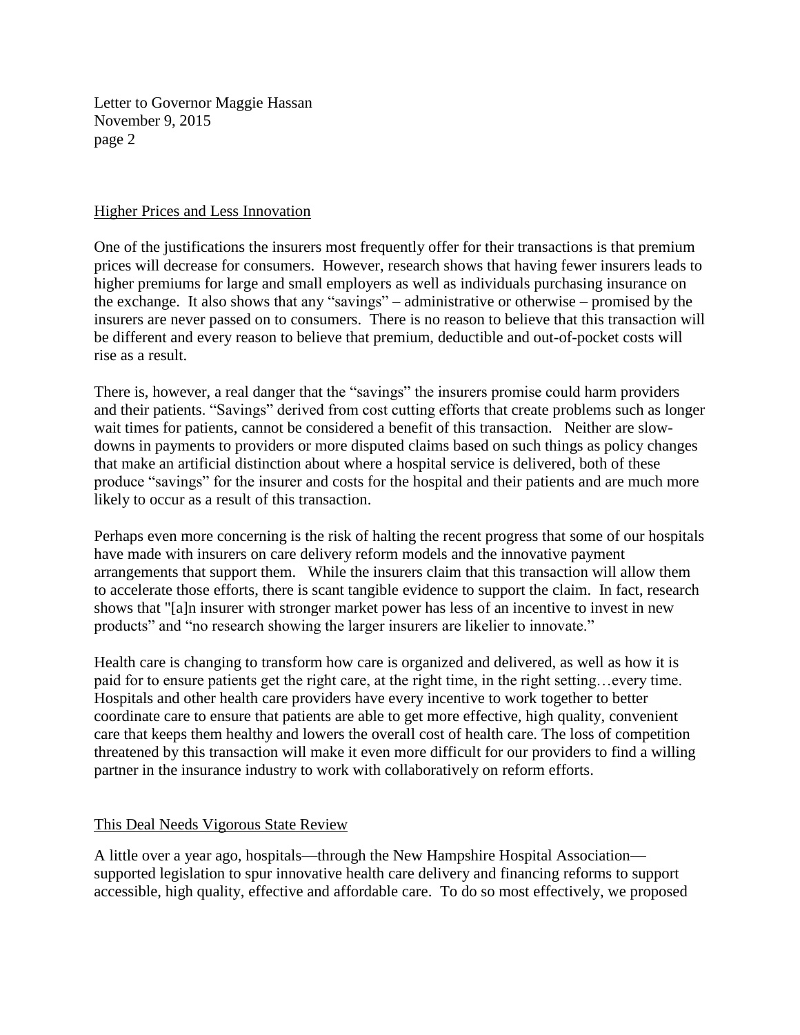## Higher Prices and Less Innovation

One of the justifications the insurers most frequently offer for their transactions is that premium prices will decrease for consumers. However, research shows that having fewer insurers leads to higher premiums for large and small employers as well as individuals purchasing insurance on the exchange. It also shows that any "savings" – administrative or otherwise – promised by the insurers are never passed on to consumers. There is no reason to believe that this transaction will be different and every reason to believe that premium, deductible and out-of-pocket costs will rise as a result.

There is, however, a real danger that the "savings" the insurers promise could harm providers and their patients. "Savings" derived from cost cutting efforts that create problems such as longer wait times for patients, cannot be considered a benefit of this transaction. Neither are slow-downs in payments to providers or more disputed claims based on such things as policy changes that make an artificial distinction about where a hospital service is delivered, both of these produce "savings" for the insurer and costs for the hospital and their patients and are much more likely to occur as a result of this transaction.

Perhaps even more concerning is the risk of halting the recent progress that some of our hospitals have made with insurers on care delivery reform models and the innovative payment arrangements that support them. While the insurers claim that this transaction will allow them to accelerate those efforts, there is scant tangible evidence to support the claim. In fact, research shows that "[a]n insurer with stronger market power has less of an incentive to invest in new products" and "no research showing the larger insurers are likelier to innovate."

Health care is changing to transform how care is organized and delivered, as well as how it is paid for to ensure patients get the right care, at the right time, in the right setting…every time. Hospitals and other health care providers have every incentive to work together to better coordinate care to ensure that patients are able to get more effective, high quality, convenient care that keeps them healthy and lowers the overall cost of health care. The loss of competition threatened by this transaction will make it even more difficult for our providers to find a willing partner in the insurance industry to work with collaboratively on reform efforts.

## This Deal Needs Vigorous State Review

A little over a year ago, hospitals—through the New Hampshire Hospital Association—supported legislation to spur innovative health care delivery and financing reforms to support accessible, high quality, effective and affordable care. To do so most effectively, we proposed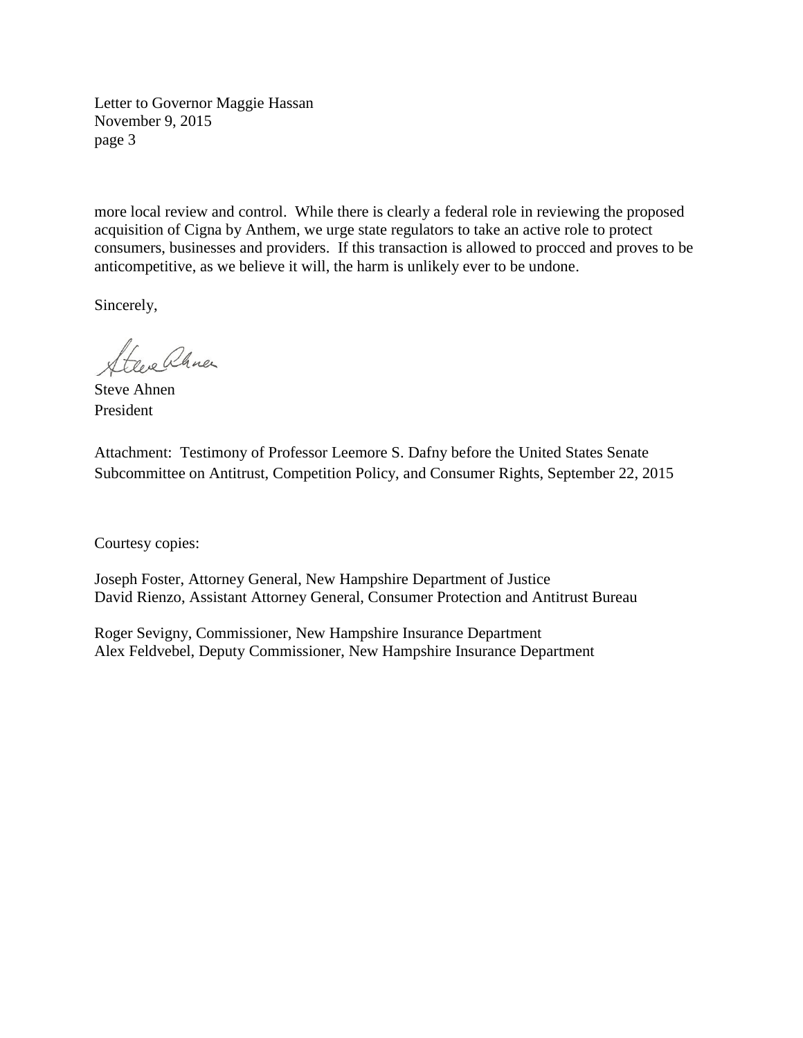more local review and control. While there is clearly a federal role in reviewing the proposed acquisition of Cigna by Anthem, we urge state regulators to take an active role to protect consumers, businesses and providers. If this transaction is allowed to procced and proves to be anticompetitive, as we believe it will, the harm is unlikely ever to be undone.

Sincerely,

Steve Ahnen
President

Attachment: Testimony of Professor Leemore S. Dafny before the United States Senate Subcommittee on Antitrust, Competition Policy, and Consumer Rights, September 22, 2015

Courtesy copies:

Joseph Foster, Attorney General, New Hampshire Department of Justice
David Rienzo, Assistant Attorney General, Consumer Protection and Antitrust Bureau

Roger Sevigny, Commissioner, New Hampshire Insurance Department
Alex Feldvebel, Deputy Commissioner, New Hampshire Insurance Department